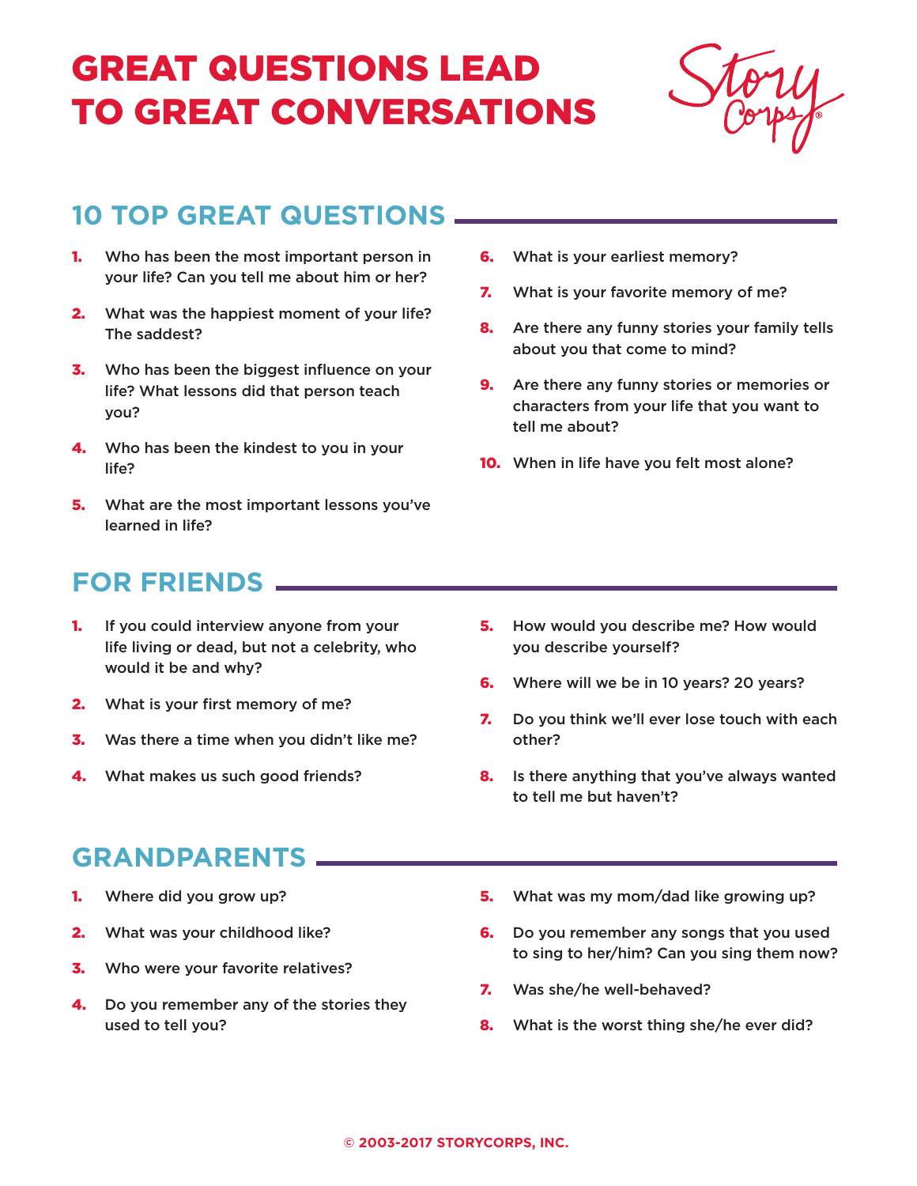# GREAT QUESTIONS LEAD TO GREAT CONVERSATIONS

StoryCorps®

## 10 TOP GREAT QUESTIONS

1. Who has been the most important person in your life? Can you tell me about him or her?
2. What was the happiest moment of your life? The saddest?
3. Who has been the biggest influence on your life? What lessons did that person teach you?
4. Who has been the kindest to you in your life?
5. What are the most important lessons you've learned in life?
6. What is your earliest memory?
7. What is your favorite memory of me?
8. Are there any funny stories your family tells about you that come to mind?
9. Are there any funny stories or memories or characters from your life that you want to tell me about?
10. When in life have you felt most alone?

## FOR FRIENDS

1. If you could interview anyone from your life living or dead, but not a celebrity, who would it be and why?
2. What is your first memory of me?
3. Was there a time when you didn't like me?
4. What makes us such good friends?
5. How would you describe me? How would you describe yourself?
6. Where will we be in 10 years? 20 years?
7. Do you think we'll ever lose touch with each other?
8. Is there anything that you've always wanted to tell me but haven't?

## GRANDPARENTS

1. Where did you grow up?
2. What was your childhood like?
3. Who were your favorite relatives?
4. Do you remember any of the stories they used to tell you?
5. What was my mom/dad like growing up?
6. Do you remember any songs that you used to sing to her/him? Can you sing them now?
7. Was she/he well-behaved?
8. What is the worst thing she/he ever did?

© 2003-2017 STORYCORPS, INC.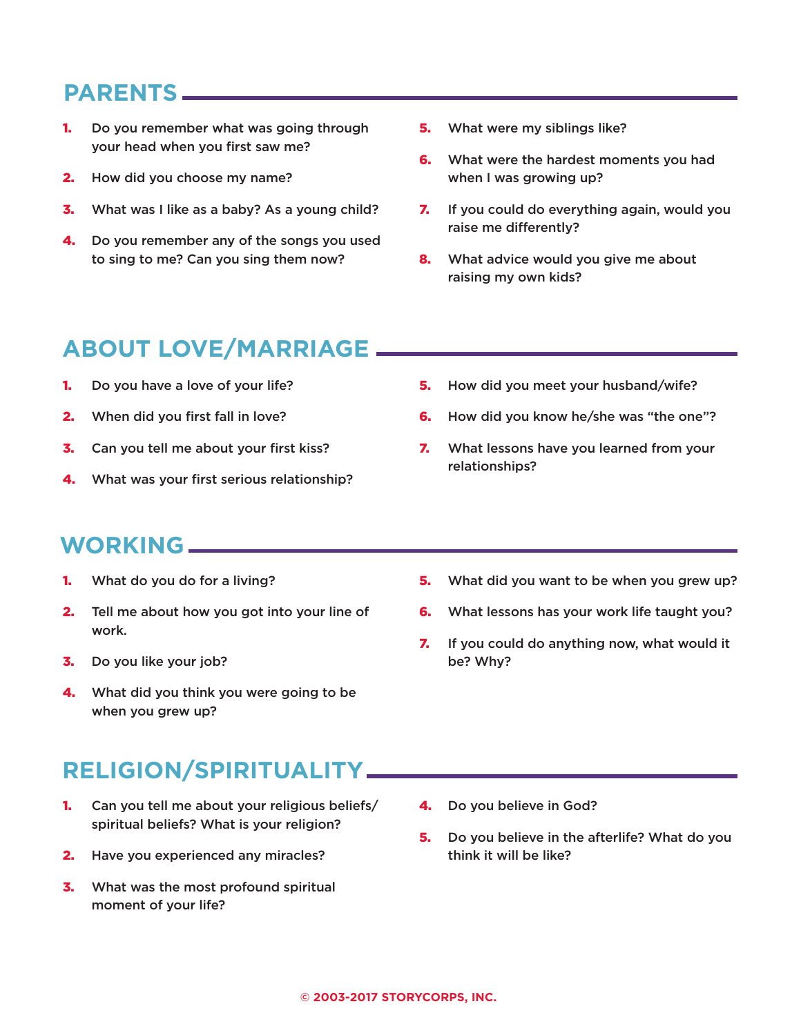## PARENTS

1. Do you remember what was going through your head when you first saw me?
2. How did you choose my name?
3. What was I like as a baby? As a young child?
4. Do you remember any of the songs you used to sing to me? Can you sing them now?
5. What were my siblings like?
6. What were the hardest moments you had when I was growing up?
7. If you could do everything again, would you raise me differently?
8. What advice would you give me about raising my own kids?

## ABOUT LOVE/MARRIAGE

1. Do you have a love of your life?
2. When did you first fall in love?
3. Can you tell me about your first kiss?
4. What was your first serious relationship?
5. How did you meet your husband/wife?
6. How did you know he/she was “the one”?
7. What lessons have you learned from your relationships?

## WORKING

1. What do you do for a living?
2. Tell me about how you got into your line of work.
3. Do you like your job?
4. What did you think you were going to be when you grew up?
5. What did you want to be when you grew up?
6. What lessons has your work life taught you?
7. If you could do anything now, what would it be? Why?

## RELIGION/SPIRITUALITY

1. Can you tell me about your religious beliefs/ spiritual beliefs? What is your religion?
2. Have you experienced any miracles?
3. What was the most profound spiritual moment of your life?
4. Do you believe in God?
5. Do you believe in the afterlife? What do you think it will be like?

© 2003-2017 STORYCORPS, INC.